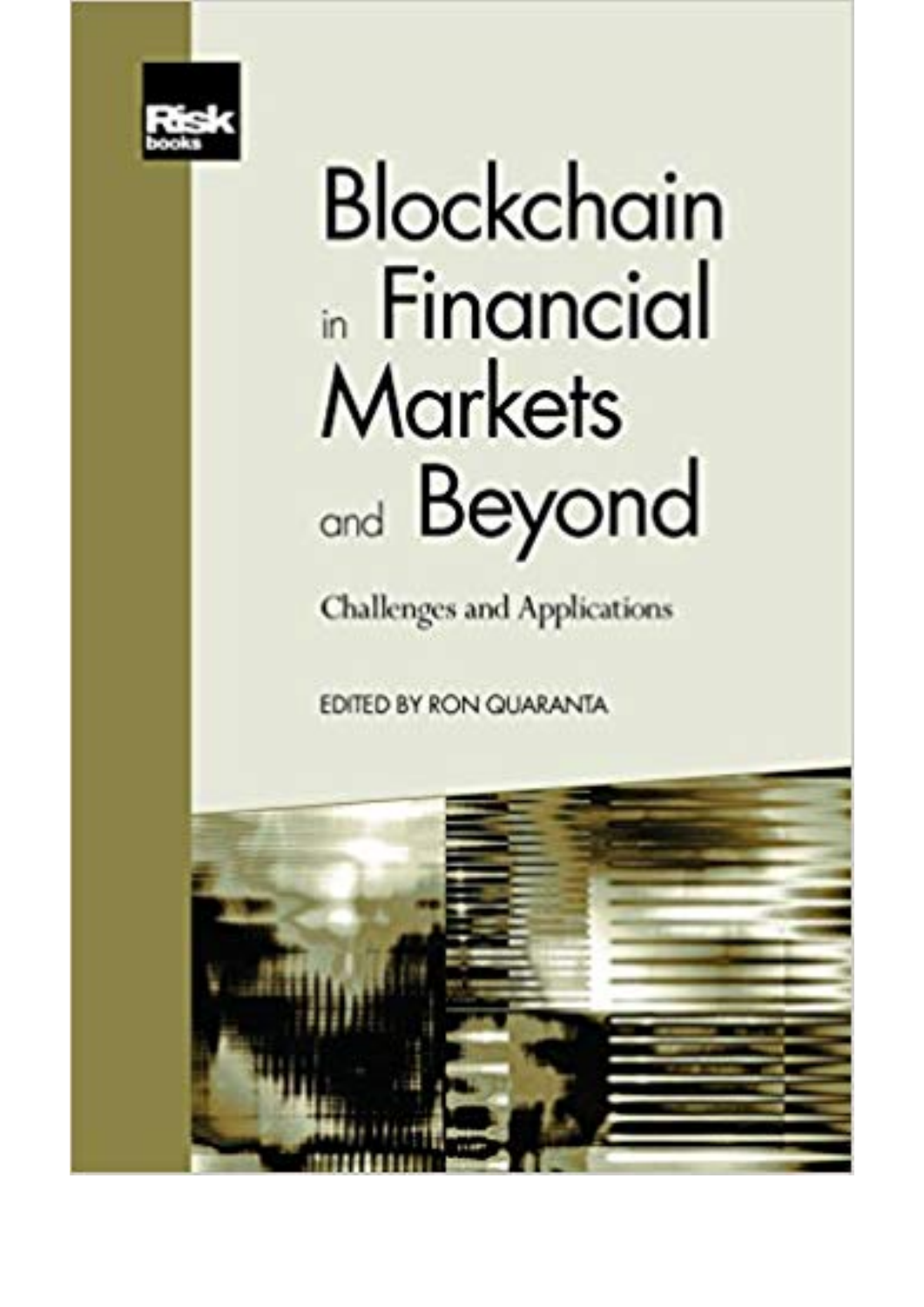Risk books

# Blockchain in Financial Markets and Beyond

## Challenges and Applications

EDITED BY RON QUARANTA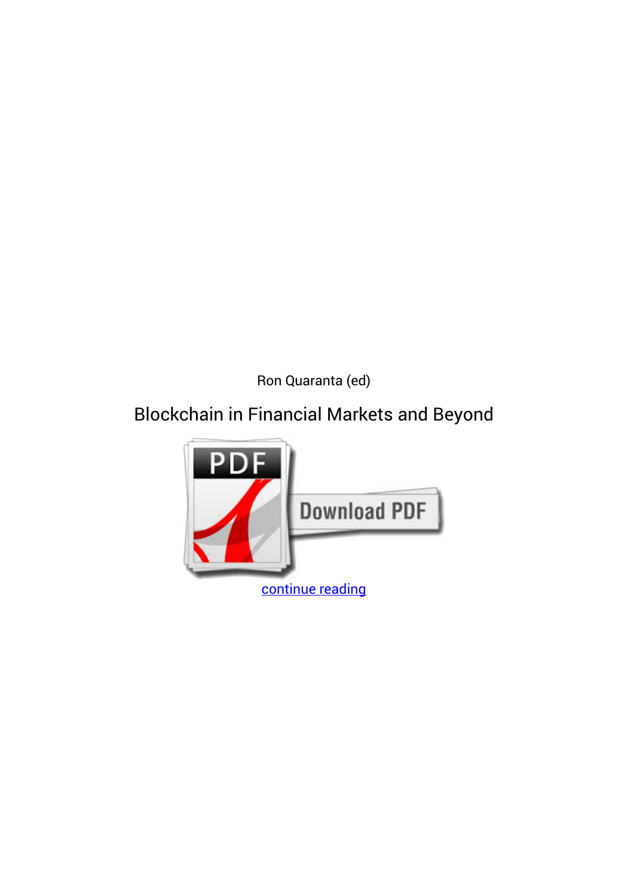Ron Quaranta (ed)

Blockchain in Financial Markets and Beyond

continue reading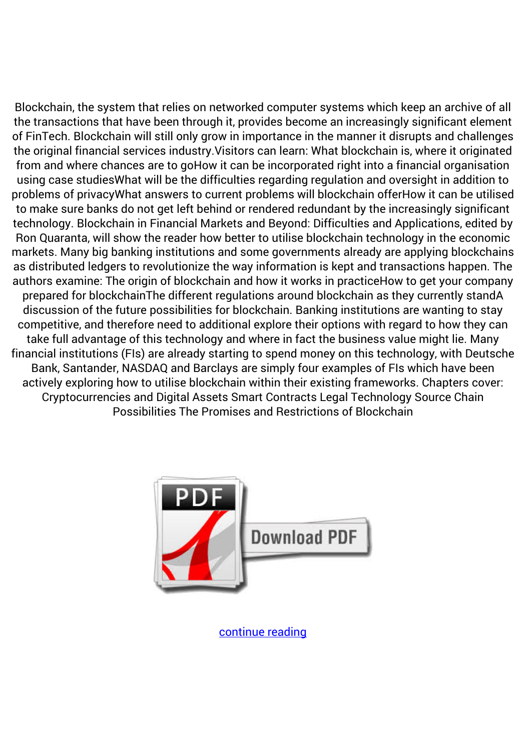Blockchain, the system that relies on networked computer systems which keep an archive of all the transactions that have been through it, provides become an increasingly significant element of FinTech. Blockchain will still only grow in importance in the manner it disrupts and challenges the original financial services industry.Visitors can learn: What blockchain is, where it originated from and where chances are to goHow it can be incorporated right into a financial organisation using case studiesWhat will be the difficulties regarding regulation and oversight in addition to problems of privacyWhat answers to current problems will blockchain offerHow it can be utilised to make sure banks do not get left behind or rendered redundant by the increasingly significant technology. Blockchain in Financial Markets and Beyond: Difficulties and Applications, edited by Ron Quaranta, will show the reader how better to utilise blockchain technology in the economic markets. Many big banking institutions and some governments already are applying blockchains as distributed ledgers to revolutionize the way information is kept and transactions happen. The authors examine: The origin of blockchain and how it works in practiceHow to get your company prepared for blockchainThe different regulations around blockchain as they currently standA discussion of the future possibilities for blockchain. Banking institutions are wanting to stay competitive, and therefore need to additional explore their options with regard to how they can take full advantage of this technology and where in fact the business value might lie. Many financial institutions (FIs) are already starting to spend money on this technology, with Deutsche Bank, Santander, NASDAQ and Barclays are simply four examples of FIs which have been actively exploring how to utilise blockchain within their existing frameworks. Chapters cover: Cryptocurrencies and Digital Assets Smart Contracts Legal Technology Source Chain Possibilities The Promises and Restrictions of Blockchain

Download PDF

continue reading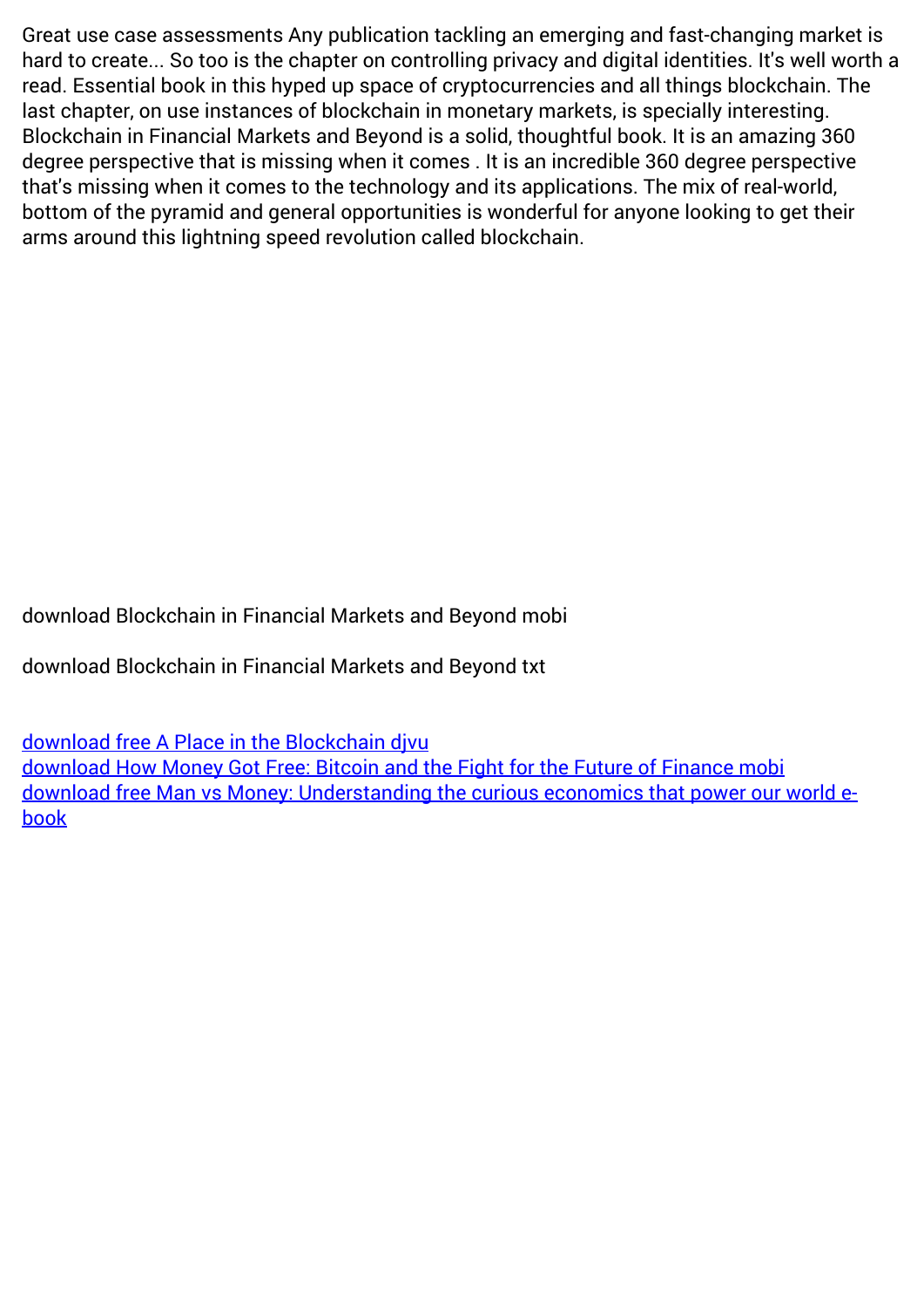Great use case assessments Any publication tackling an emerging and fast-changing market is hard to create... So too is the chapter on controlling privacy and digital identities. It's well worth a read. Essential book in this hyped up space of cryptocurrencies and all things blockchain. The last chapter, on use instances of blockchain in monetary markets, is specially interesting. Blockchain in Financial Markets and Beyond is a solid, thoughtful book. It is an amazing 360 degree perspective that is missing when it comes . It is an incredible 360 degree perspective that's missing when it comes to the technology and its applications. The mix of real-world, bottom of the pyramid and general opportunities is wonderful for anyone looking to get their arms around this lightning speed revolution called blockchain.

download Blockchain in Financial Markets and Beyond mobi

download Blockchain in Financial Markets and Beyond txt

download free A Place in the Blockchain djvu
download How Money Got Free: Bitcoin and the Fight for the Future of Finance mobi
download free Man vs Money: Understanding the curious economics that power our world e-book